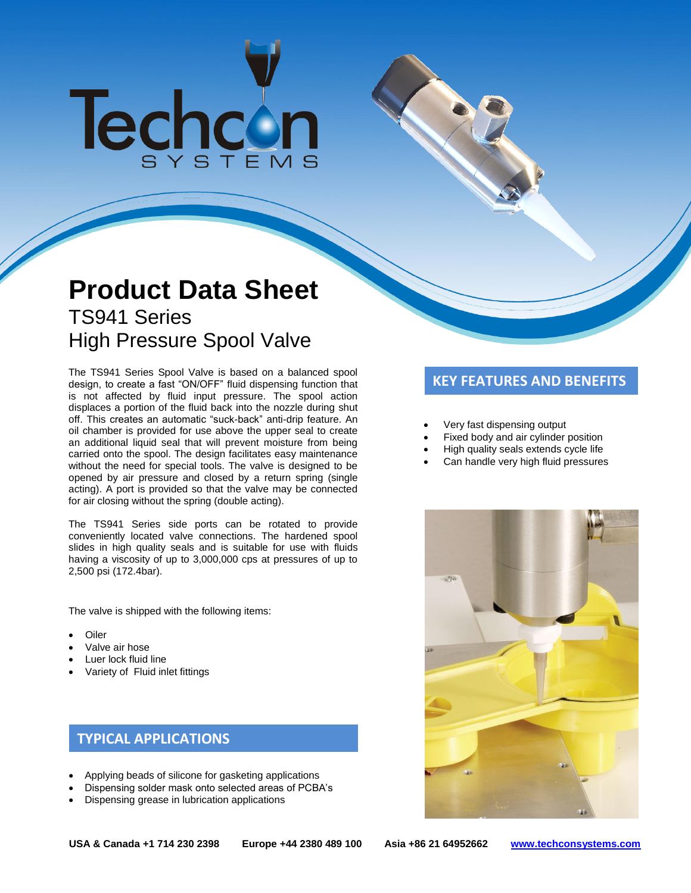# Product Data Sheet

## TS941 Series
## High Pressure Spool Valve

The TS941 Series Spool Valve is based on a balanced spool design, to create a fast "ON/OFF" fluid dispensing function that is not affected by fluid input pressure. The spool action displaces a portion of the fluid back into the nozzle during shut off. This creates an automatic "suck-back" anti-drip feature. An oil chamber is provided for use above the upper seal to create an additional liquid seal that will prevent moisture from being carried onto the spool. The design facilitates easy maintenance without the need for special tools. The valve is designed to be opened by air pressure and closed by a return spring (single acting). A port is provided so that the valve may be connected for air closing without the spring (double acting).

The TS941 Series side ports can be rotated to provide conveniently located valve connections. The hardened spool slides in high quality seals and is suitable for use with fluids having a viscosity of up to 3,000,000 cps at pressures of up to 2,500 psi (172.4bar).

The valve is shipped with the following items:

- Oiler
- Valve air hose
- Luer lock fluid line
- Variety of Fluid inlet fittings

## TYPICAL APPLICATIONS

- Applying beads of silicone for gasketing applications
- Dispensing solder mask onto selected areas of PCBA's
- Dispensing grease in lubrication applications

## KEY FEATURES AND BENEFITS

- Very fast dispensing output
- Fixed body and air cylinder position
- High quality seals extends cycle life
- Can handle very high fluid pressures

**USA & Canada +1 714 230 2398** **Europe +44 2380 489 100** **Asia +86 21 64952662** **www.techconsystems.com**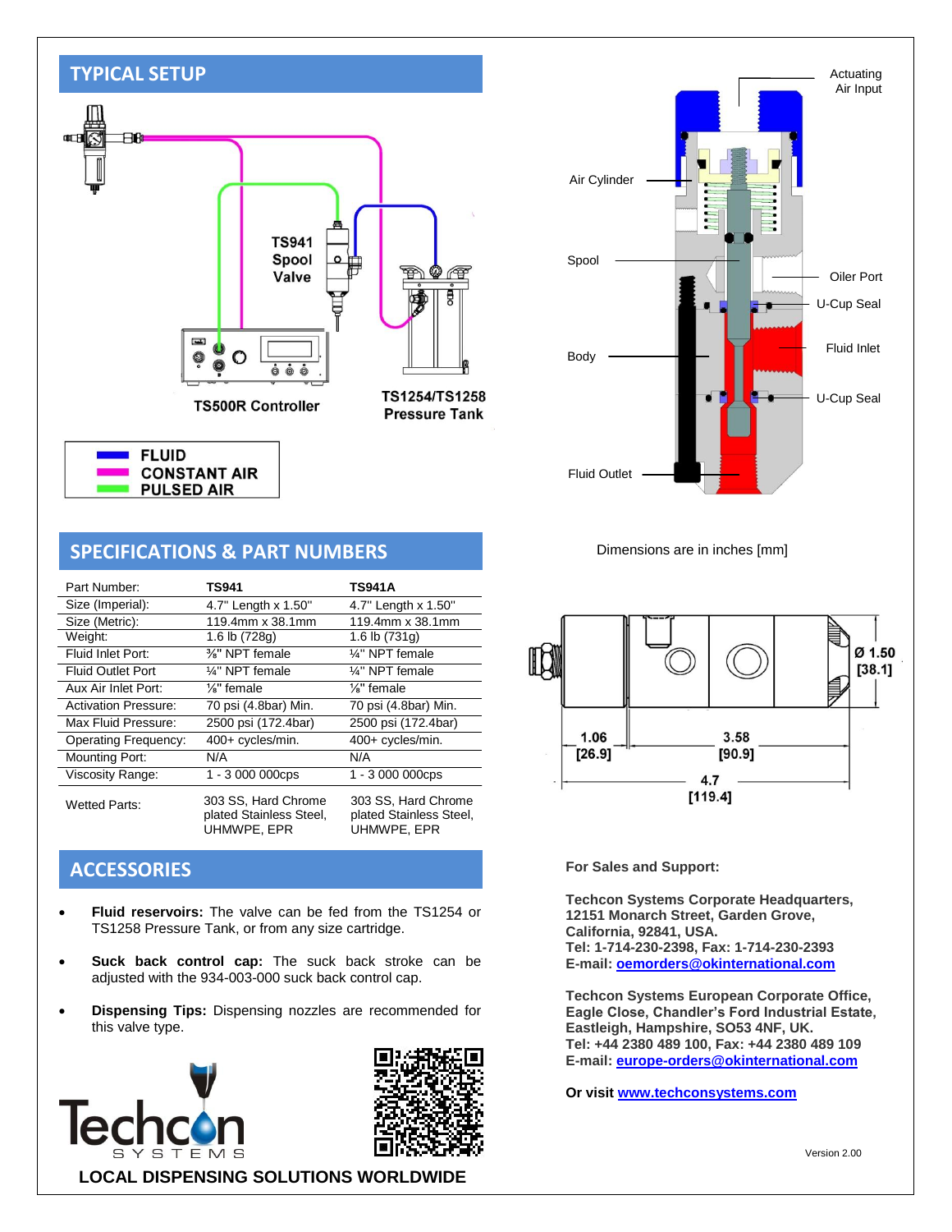## TYPICAL SETUP

TS941 Spool Valve

TS500R Controller

TS1254/TS1258 Pressure Tank

FLUID
CONSTANT AIR
PULSED AIR

Actuating Air Input

Air Cylinder

Spool

Oiler Port

U-Cup Seal

Fluid Inlet

Body

U-Cup Seal

Fluid Outlet

## SPECIFICATIONS & PART NUMBERS

| Part Number: | TS941 | TS941A |
|---|---|---|
| Size (Imperial): | 4.7" Length x 1.50" | 4.7" Length x 1.50" |
| Size (Metric): | 119.4mm x 38.1mm | 119.4mm x 38.1mm |
| Weight: | 1.6 lb (728g) | 1.6 lb (731g) |
| Fluid Inlet Port: | ⅜" NPT female | ¼" NPT female |
| Fluid Outlet Port | ¼" NPT female | ¼" NPT female |
| Aux Air Inlet Port: | ⅛" female | ⅛" female |
| Activation Pressure: | 70 psi (4.8bar) Min. | 70 psi (4.8bar) Min. |
| Max Fluid Pressure: | 2500 psi (172.4bar) | 2500 psi (172.4bar) |
| Operating Frequency: | 400+ cycles/min. | 400+ cycles/min. |
| Mounting Port: | N/A | N/A |
| Viscosity Range: | 1 - 3 000 000cps | 1 - 3 000 000cps |
| Wetted Parts: | 303 SS, Hard Chrome plated Stainless Steel, UHMWPE, EPR | 303 SS, Hard Chrome plated Stainless Steel, UHMWPE, EPR |

Dimensions are in inches [mm]

Ø 1.50
[38.1]

1.06
[26.9]

3.58
[90.9]

4.7
[119.4]

## ACCESSORIES

- **Fluid reservoirs:** The valve can be fed from the TS1254 or TS1258 Pressure Tank, or from any size cartridge.
- **Suck back control cap:** The suck back stroke can be adjusted with the 934-003-000 suck back control cap.
- **Dispensing Tips:** Dispensing nozzles are recommended for this valve type.

Techcon SYSTEMS

LOCAL DISPENSING SOLUTIONS WORLDWIDE

**For Sales and Support:**

**Techcon Systems Corporate Headquarters,**
**12151 Monarch Street, Garden Grove,**
**California, 92841, USA.**
**Tel: 1-714-230-2398, Fax: 1-714-230-2393**
**E-mail: oemorders@okinternational.com**

**Techcon Systems European Corporate Office,**
**Eagle Close, Chandler's Ford Industrial Estate,**
**Eastleigh, Hampshire, SO53 4NF, UK.**
**Tel: +44 2380 489 100, Fax: +44 2380 489 109**
**E-mail: europe-orders@okinternational.com**

**Or visit www.techconsystems.com**

Version 2.00